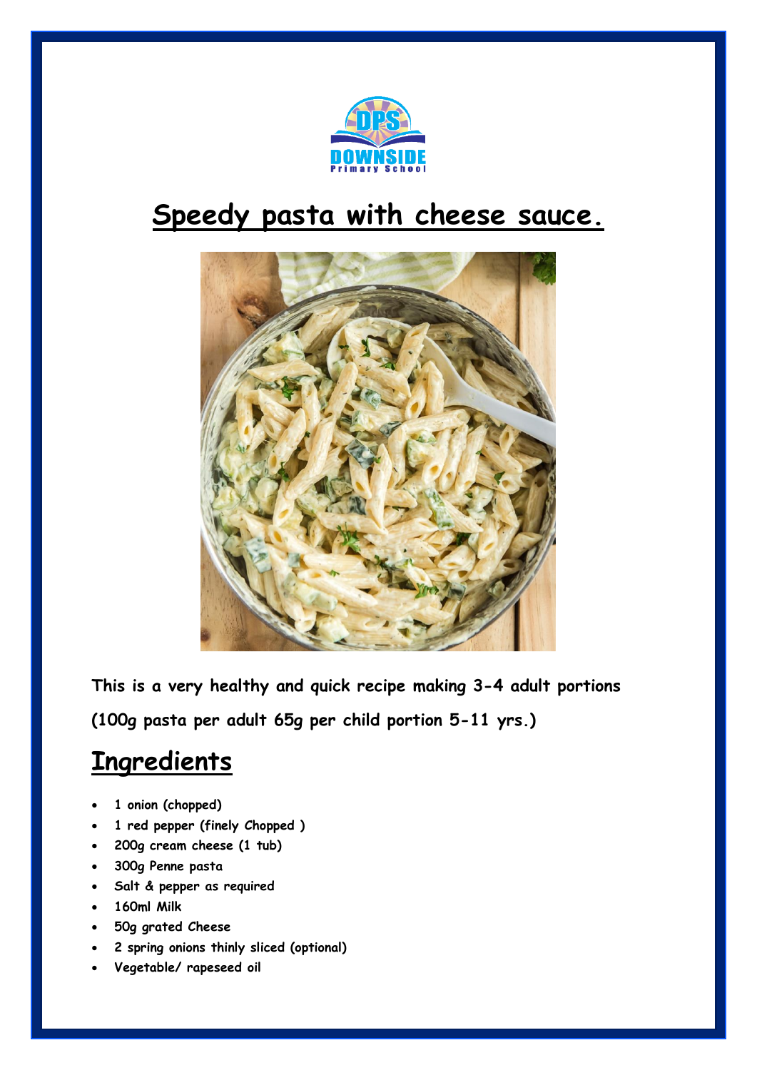# Speedy pasta with cheese sauce.

**This is a very healthy and quick recipe making 3-4 adult portions (100g pasta per adult 65g per child portion 5-11 yrs.)**

## Ingredients

- 1 onion (chopped)
- 1 red pepper (finely Chopped )
- 200g cream cheese (1 tub)
- 300g Penne pasta
- Salt & pepper as required
- 160ml Milk
- 50g grated Cheese
- 2 spring onions thinly sliced (optional)
- Vegetable/ rapeseed oil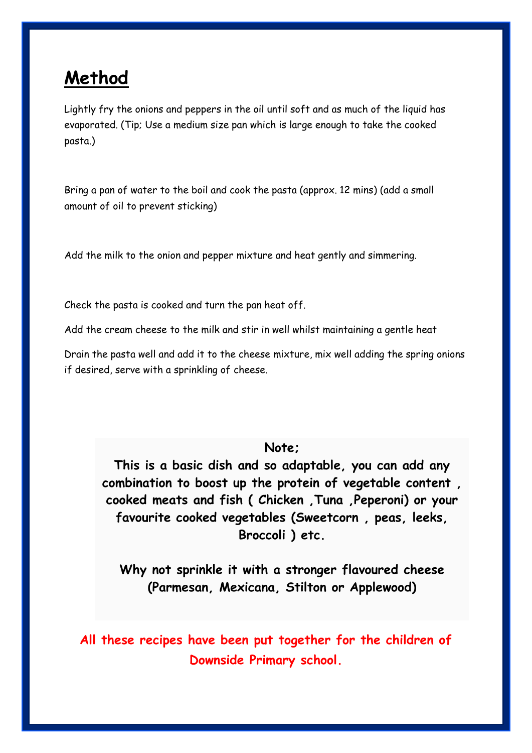# Method

Lightly fry the onions and peppers in the oil until soft and as much of the liquid has evaporated. (Tip; Use a medium size pan which is large enough to take the cooked pasta.)

Bring a pan of water to the boil and cook the pasta (approx. 12 mins) (add a small amount of oil to prevent sticking)

Add the milk to the onion and pepper mixture and heat gently and simmering.

Check the pasta is cooked and turn the pan heat off.

Add the cream cheese to the milk and stir in well whilst maintaining a gentle heat

Drain the pasta well and add it to the cheese mixture, mix well adding the spring onions if desired, serve with a sprinkling of cheese.

**Note;**
**This is a basic dish and so adaptable, you can add any combination to boost up the protein of vegetable content , cooked meats and fish ( Chicken ,Tuna ,Peperoni) or your favourite cooked vegetables (Sweetcorn , peas, leeks, Broccoli ) etc.**

**Why not sprinkle it with a stronger flavoured cheese (Parmesan, Mexicana, Stilton or Applewood)**

**All these recipes have been put together for the children of Downside Primary school.**